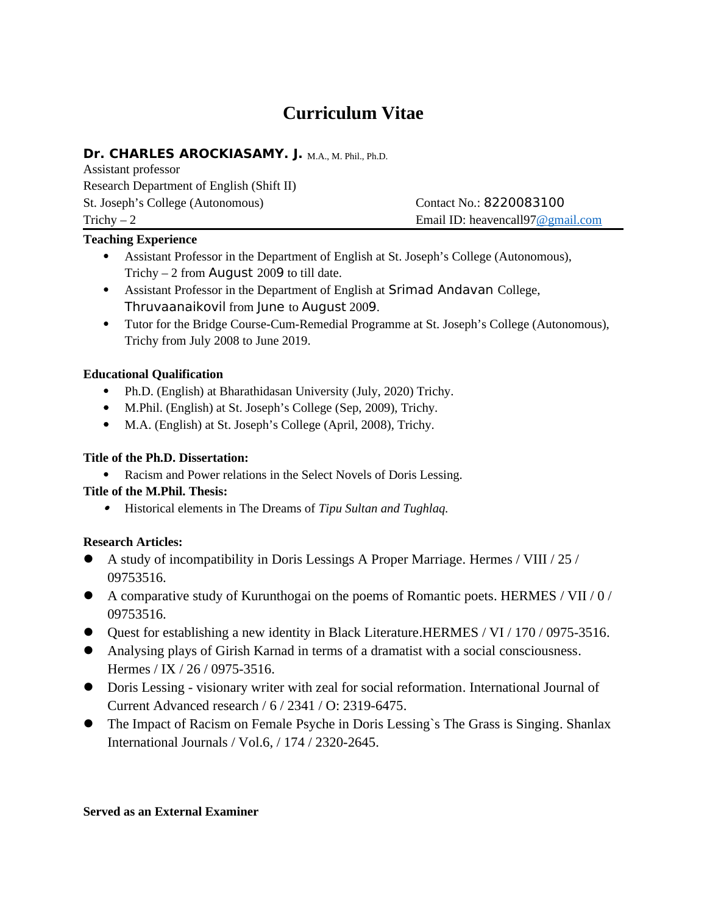# Curriculum Vitae

**Dr. CHARLES AROCKIASAMY. J.** M.A., M. Phil., Ph.D.
Assistant professor
Research Department of English (Shift II)
St. Joseph's College (Autonomous)
Trichy – 2

Contact No.: 8220083100
Email ID: heavencall97@gmail.com

---

**Teaching Experience**

- Assistant Professor in the Department of English at St. Joseph's College (Autonomous), Trichy – 2 from August 2009 to till date.
- Assistant Professor in the Department of English at Srimad Andavan College, Thruvaanaikovil from June to August 2009.
- Tutor for the Bridge Course-Cum-Remedial Programme at St. Joseph's College (Autonomous), Trichy from July 2008 to June 2019.

**Educational Qualification**

- Ph.D. (English) at Bharathidasan University (July, 2020) Trichy.
- M.Phil. (English) at St. Joseph's College (Sep, 2009), Trichy.
- M.A. (English) at St. Joseph's College (April, 2008), Trichy.

**Title of the Ph.D. Dissertation:**

- Racism and Power relations in the Select Novels of Doris Lessing.

**Title of the M.Phil. Thesis:**

- Historical elements in The Dreams of *Tipu Sultan and Tughlaq.*

**Research Articles:**

- A study of incompatibility in Doris Lessings A Proper Marriage. Hermes / VIII / 25 / 09753516.
- A comparative study of Kurunthogai on the poems of Romantic poets. HERMES / VII / 0 / 09753516.
- Quest for establishing a new identity in Black Literature.HERMES / VI / 170 / 0975-3516.
- Analysing plays of Girish Karnad in terms of a dramatist with a social consciousness. Hermes / IX / 26 / 0975-3516.
- Doris Lessing - visionary writer with zeal for social reformation. International Journal of Current Advanced research / 6 / 2341 / O: 2319-6475.
- The Impact of Racism on Female Psyche in Doris Lessing`s The Grass is Singing. Shanlax International Journals / Vol.6, / 174 / 2320-2645.

**Served as an External Examiner**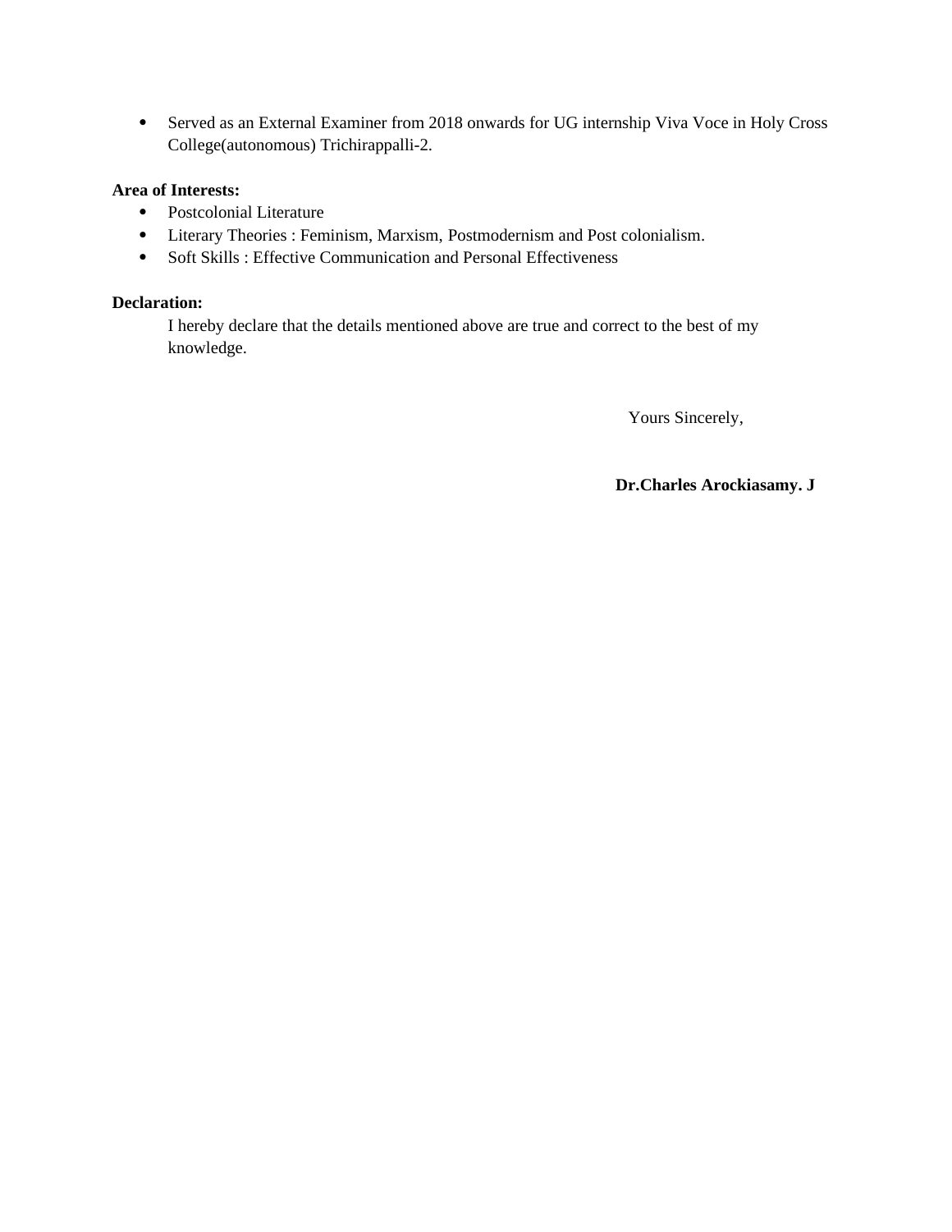- Served as an External Examiner from 2018 onwards for UG internship Viva Voce in Holy Cross College(autonomous) Trichirappalli-2.

**Area of Interests:**

- Postcolonial Literature
- Literary Theories : Feminism, Marxism, Postmodernism and Post colonialism.
- Soft Skills : Effective Communication and Personal Effectiveness

**Declaration:**

I hereby declare that the details mentioned above are true and correct to the best of my knowledge.

Yours Sincerely,

**Dr.Charles Arockiasamy. J**